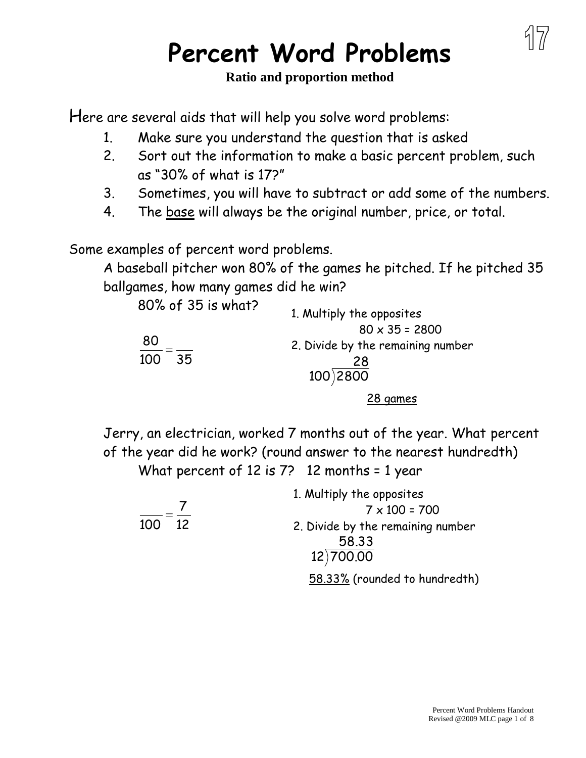# Percent Word Problems

**Ratio and proportion method**

Here are several aids that will help you solve word problems:

1. Make sure you understand the question that is asked
2. Sort out the information to make a basic percent problem, such as "30% of what is 17?"
3. Sometimes, you will have to subtract or add some of the numbers.
4. The <u>base</u> will always be the original number, price, or total.

Some examples of percent word problems.

A baseball pitcher won 80% of the games he pitched. If he pitched 35 ballgames, how many games did he win?

80% of 35 is what?

$$\frac{80}{100} = \frac{\phantom{0}}{35}$$

1. Multiply the opposites

   $80 \times 35 = 2800$

2. Divide by the remaining number

   $$100\overline{)2800} = 28$$

<u>28 games</u>

Jerry, an electrician, worked 7 months out of the year. What percent of the year did he work? (round answer to the nearest hundredth)

What percent of 12 is 7?   12 months = 1 year

$$\frac{\phantom{0}}{100} = \frac{7}{12}$$

1. Multiply the opposites

   $7 \times 100 = 700$

2. Divide by the remaining number

   $$12\overline{)700.00} = 58.33$$

<u>58.33%</u> (rounded to hundredth)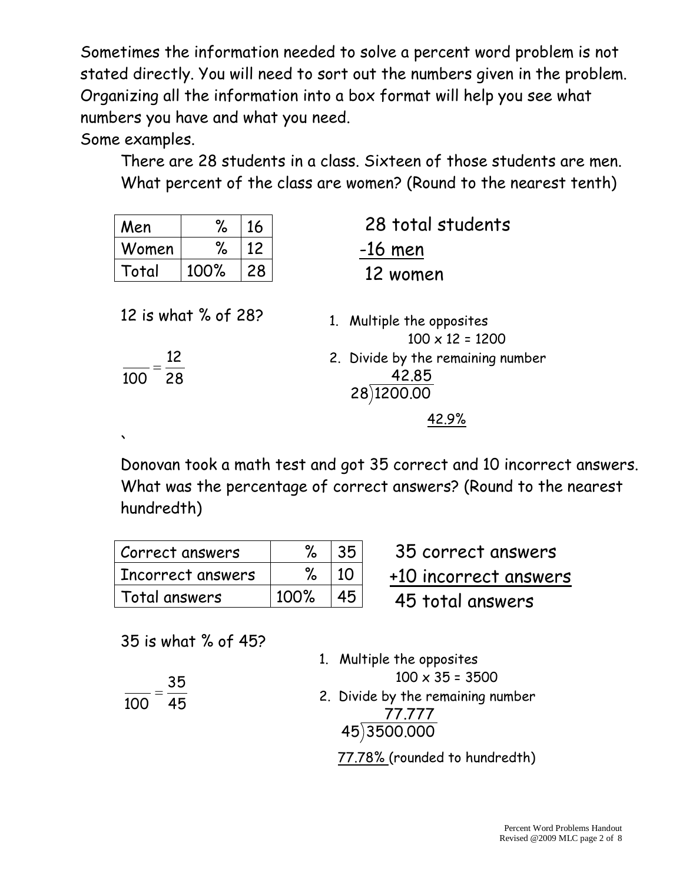Sometimes the information needed to solve a percent word problem is not stated directly. You will need to sort out the numbers given in the problem. Organizing all the information into a box format will help you see what numbers you have and what you need.

Some examples.

There are 28 students in a class. Sixteen of those students are men. What percent of the class are women? (Round to the nearest tenth)

| Men | % | 16 |
|---|---|---|
| Women | % | 12 |
| Total | 100% | 28 |

28 total students
-16 men
12 women

12 is what % of 28?

$$\frac{\quad}{100} = \frac{12}{28}$$

1. Multiple the opposites
   $100 \times 12 = 1200$
2. Divide by the remaining number
   $1200.00 \div 28 = 42.85$

   42.9%

\`

Donovan took a math test and got 35 correct and 10 incorrect answers. What was the percentage of correct answers? (Round to the nearest hundredth)

| Correct answers | % | 35 |
|---|---|---|
| Incorrect answers | % | 10 |
| Total answers | 100% | 45 |

35 correct answers
+10 incorrect answers
45 total answers

35 is what % of 45?

$$\frac{\quad}{100} = \frac{35}{45}$$

1. Multiple the opposites
   $100 \times 35 = 3500$
2. Divide by the remaining number
   $3500.000 \div 45 = 77.777$

   77.78% (rounded to hundredth)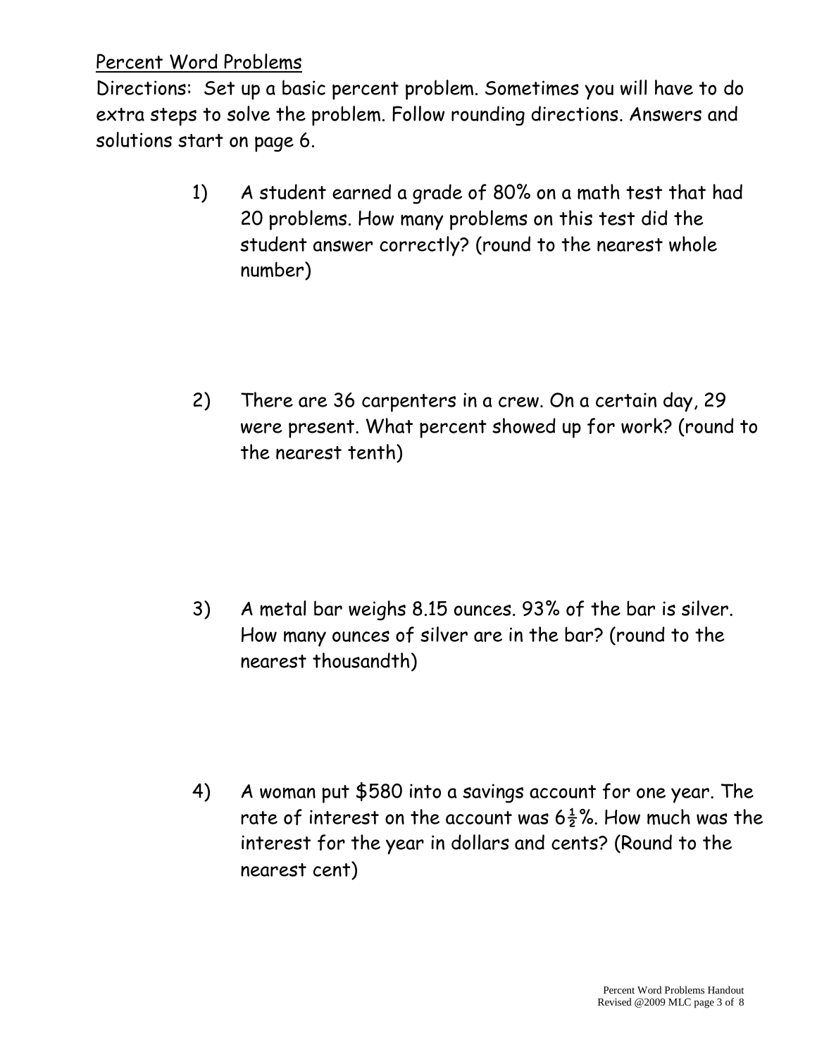## Percent Word Problems

Directions: Set up a basic percent problem. Sometimes you will have to do extra steps to solve the problem. Follow rounding directions. Answers and solutions start on page 6.

1) A student earned a grade of 80% on a math test that had 20 problems. How many problems on this test did the student answer correctly? (round to the nearest whole number)

2) There are 36 carpenters in a crew. On a certain day, 29 were present. What percent showed up for work? (round to the nearest tenth)

3) A metal bar weighs 8.15 ounces. 93% of the bar is silver. How many ounces of silver are in the bar? (round to the nearest thousandth)

4) A woman put $580 into a savings account for one year. The rate of interest on the account was $6\frac{1}{2}$%. How much was the interest for the year in dollars and cents? (Round to the nearest cent)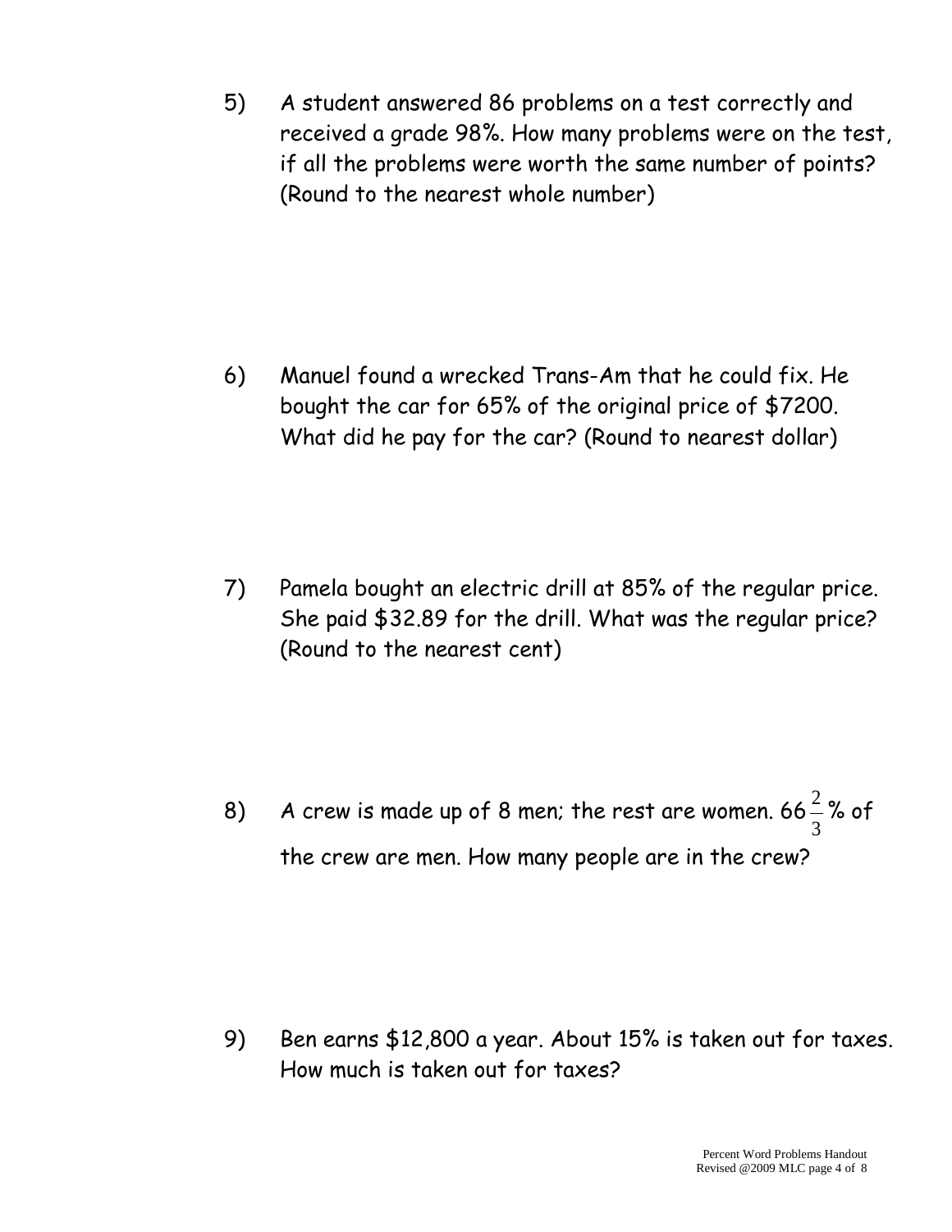5) A student answered 86 problems on a test correctly and received a grade 98%. How many problems were on the test, if all the problems were worth the same number of points? (Round to the nearest whole number)

6) Manuel found a wrecked Trans-Am that he could fix. He bought the car for 65% of the original price of $7200. What did he pay for the car? (Round to nearest dollar)

7) Pamela bought an electric drill at 85% of the regular price. She paid $32.89 for the drill. What was the regular price? (Round to the nearest cent)

8) A crew is made up of 8 men; the rest are women. $66\frac{2}{3}$% of the crew are men. How many people are in the crew?

9) Ben earns $12,800 a year. About 15% is taken out for taxes. How much is taken out for taxes?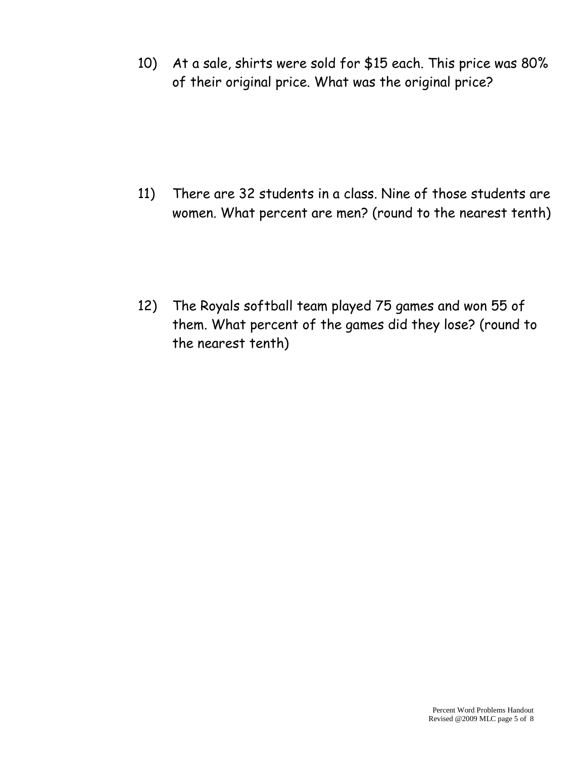10) At a sale, shirts were sold for $15 each. This price was 80% of their original price. What was the original price?

11) There are 32 students in a class. Nine of those students are women. What percent are men? (round to the nearest tenth)

12) The Royals softball team played 75 games and won 55 of them. What percent of the games did they lose? (round to the nearest tenth)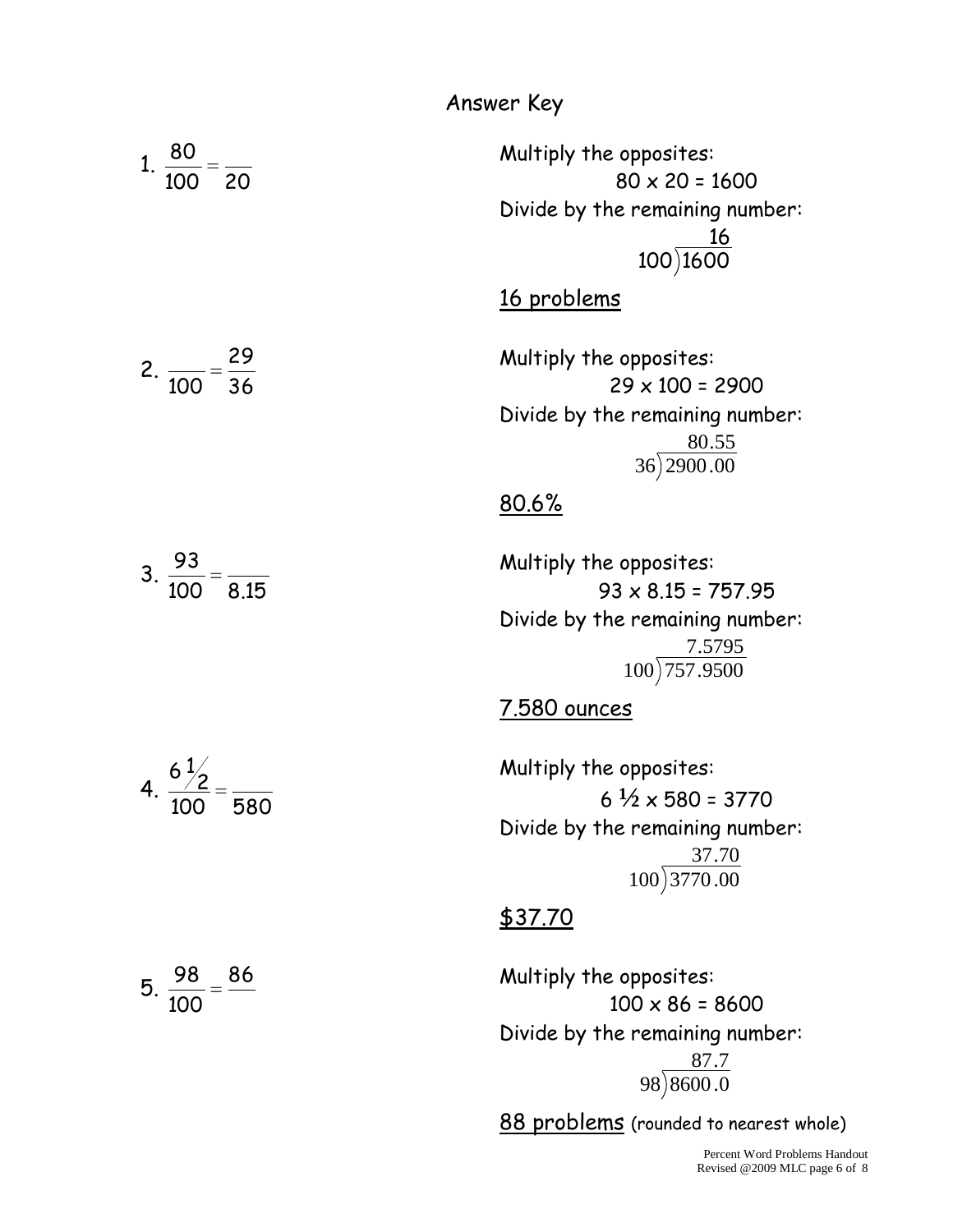# Answer Key

1. $\frac{80}{100} = \frac{\quad}{20}$

Multiply the opposites:

$80 \times 20 = 1600$

Divide by the remaining number:

$$100 \overline{)1600} = 16$$

<u>16 problems</u>

2. $\frac{\quad}{100} = \frac{29}{36}$

Multiply the opposites:

$29 \times 100 = 2900$

Divide by the remaining number:

$$36 \overline{)2900.00} = 80.55$$

<u>80.6%</u>

3. $\frac{93}{100} = \frac{\quad}{8.15}$

Multiply the opposites:

$93 \times 8.15 = 757.95$

Divide by the remaining number:

$$100 \overline{)757.9500} = 7.5795$$

<u>7.580 ounces</u>

4. $\frac{6\frac{1}{2}}{100} = \frac{\quad}{580}$

Multiply the opposites:

$6\frac{1}{2} \times 580 = 3770$

Divide by the remaining number:

$$100 \overline{)3770.00} = 37.70$$

<u>$37.70</u>

5. $\frac{98}{100} = \frac{86}{\quad}$

Multiply the opposites:

$100 \times 86 = 8600$

Divide by the remaining number:

$$98 \overline{)8600.0} = 87.7$$

<u>88 problems</u> (rounded to nearest whole)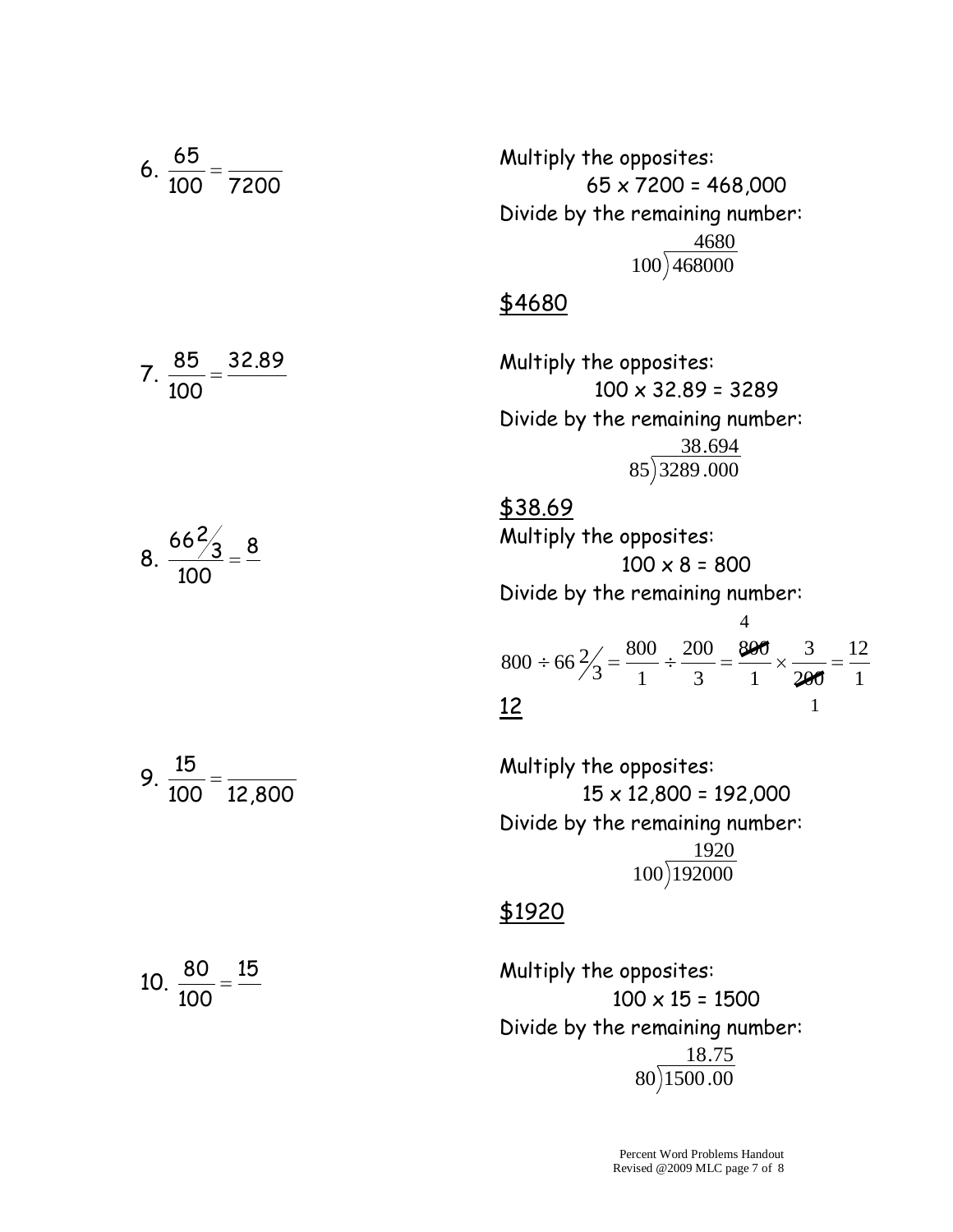6. $\frac{65}{100} = \frac{}{7200}$

Multiply the opposites:

65 x 7200 = 468,000

Divide by the remaining number:

$$100\overline{)468000}\quad 4680$$

<u>$4680</u>

7. $\frac{85}{100} = \frac{32.89}{}$

Multiply the opposites:

100 x 32.89 = 3289

Divide by the remaining number:

$$85\overline{)3289.000}\quad 38.694$$

<u>$38.69</u>

8. $\frac{66\frac{2}{3}}{100} = \frac{8}{}$

Multiply the opposites:

100 x 8 = 800

Divide by the remaining number:

$$800 \div 66\tfrac{2}{3} = \frac{800}{1} \div \frac{200}{3} = \frac{\overset{4}{\cancel{800}}}{1} \times \frac{3}{\underset{1}{\cancel{200}}} = \frac{12}{1}$$

<u>12</u>

9. $\frac{15}{100} = \frac{}{12,800}$

Multiply the opposites:

15 x 12,800 = 192,000

Divide by the remaining number:

$$100\overline{)192000}\quad 1920$$

<u>$1920</u>

10. $\frac{80}{100} = \frac{15}{}$

Multiply the opposites:

100 x 15 = 1500

Divide by the remaining number:

$$80\overline{)1500.00}\quad 18.75$$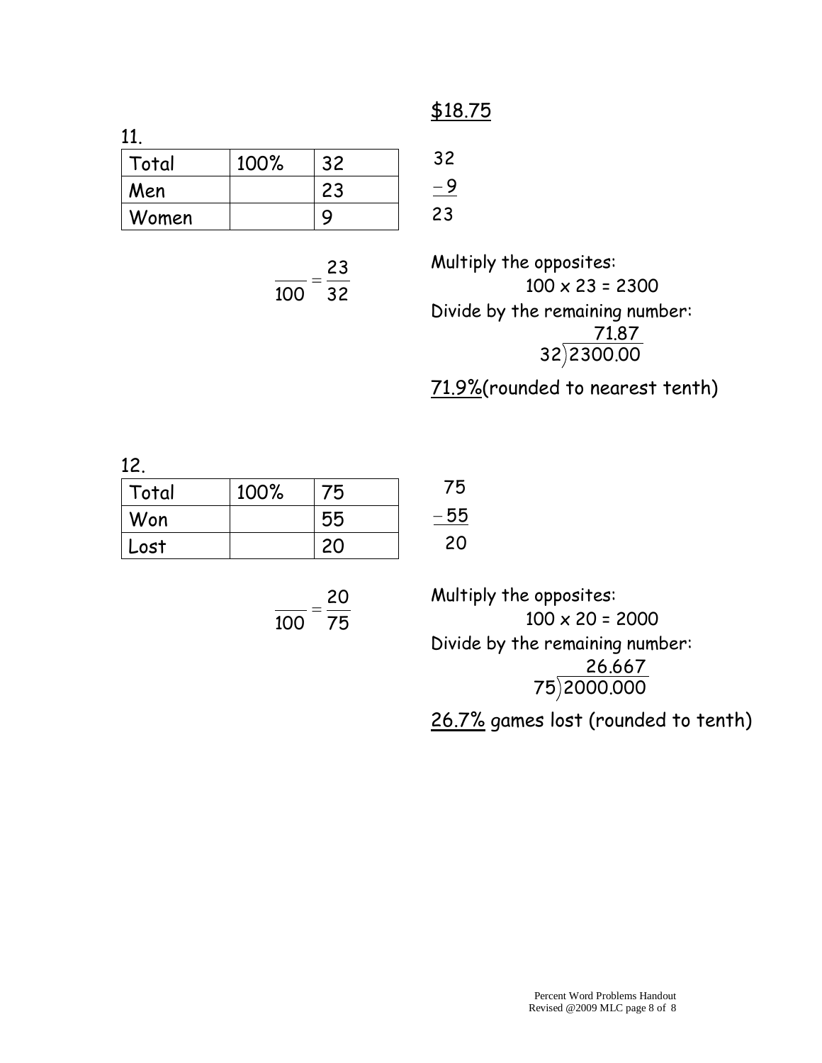$18.75

11.

| | | |
|---|---|---|
| Total | 100% | 32 |
| Men | | 23 |
| Women | | 9 |

$$\begin{array}{r} 32 \\ -9 \\ \hline 23 \end{array}$$

$$\frac{\quad}{100} = \frac{23}{32}$$

Multiply the opposites:

$100 \times 23 = 2300$

Divide by the remaining number:

$$32\overline{)2300.00} = 71.87$$

71.9%(rounded to nearest tenth)

12.

| | | |
|---|---|---|
| Total | 100% | 75 |
| Won | | 55 |
| Lost | | 20 |

$$\begin{array}{r} 75 \\ -55 \\ \hline 20 \end{array}$$

$$\frac{\quad}{100} = \frac{20}{75}$$

Multiply the opposites:

$100 \times 20 = 2000$

Divide by the remaining number:

$$75\overline{)2000.000} = 26.667$$

26.7% games lost (rounded to tenth)